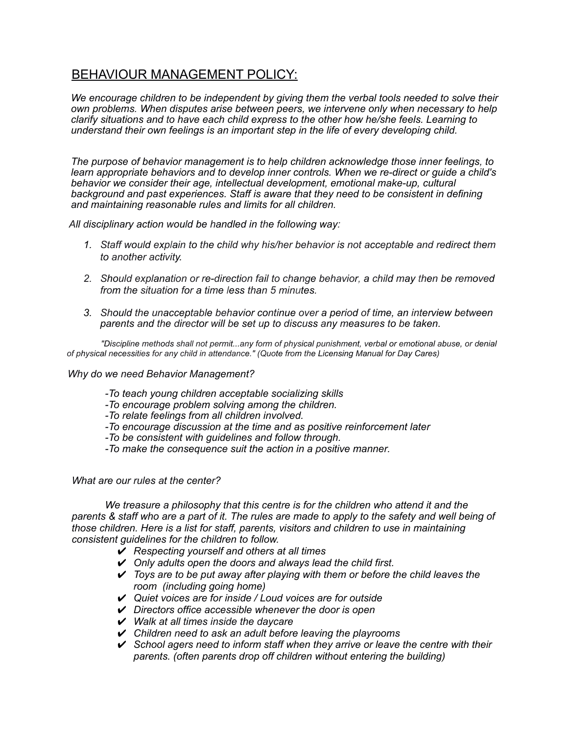# BEHAVIOUR MANAGEMENT POLICY:

*We encourage children to be independent by giving them the verbal tools needed to solve their own problems. When disputes arise between peers, we intervene only when necessary to help clarify situations and to have each child express to the other how he/she feels. Learning to understand their own feelings is an important step in the life of every developing child.*

*The purpose of behavior management is to help children acknowledge those inner feelings, to learn appropriate behaviors and to develop inner controls. When we re-direct or guide a child's behavior we consider their age, intellectual development, emotional make-up, cultural background and past experiences. Staff is aware that they need to be consistent in defining and maintaining reasonable rules and limits for all children.*

*All disciplinary action would be handled in the following way:*

1. *Staff would explain to the child why his/her behavior is not acceptable and redirect them to another activity.*
2. *Should explanation or re-direction fail to change behavior, a child may then be removed from the situation for a time less than 5 minutes.*
3. *Should the unacceptable behavior continue over a period of time, an interview between parents and the director will be set up to discuss any measures to be taken.*

*"Discipline methods shall not permit...any form of physical punishment, verbal or emotional abuse, or denial of physical necessities for any child in attendance." (Quote from the Licensing Manual for Day Cares)*

*Why do we need Behavior Management?*

*-To teach young children acceptable socializing skills*
*-To encourage problem solving among the children.*
*-To relate feelings from all children involved.*
*-To encourage discussion at the time and as positive reinforcement later*
*-To be consistent with guidelines and follow through.*
*-To make the consequence suit the action in a positive manner.*

*What are our rules at the center?*

*We treasure a philosophy that this centre is for the children who attend it and the parents & staff who are a part of it. The rules are made to apply to the safety and well being of those children. Here is a list for staff, parents, visitors and children to use in maintaining consistent guidelines for the children to follow.*

- ✔ *Respecting yourself and others at all times*
- ✔ *Only adults open the doors and always lead the child first.*
- ✔ *Toys are to be put away after playing with them or before the child leaves the room (including going home)*
- ✔ *Quiet voices are for inside / Loud voices are for outside*
- ✔ *Directors office accessible whenever the door is open*
- ✔ *Walk at all times inside the daycare*
- ✔ *Children need to ask an adult before leaving the playrooms*
- ✔ *School agers need to inform staff when they arrive or leave the centre with their parents. (often parents drop off children without entering the building)*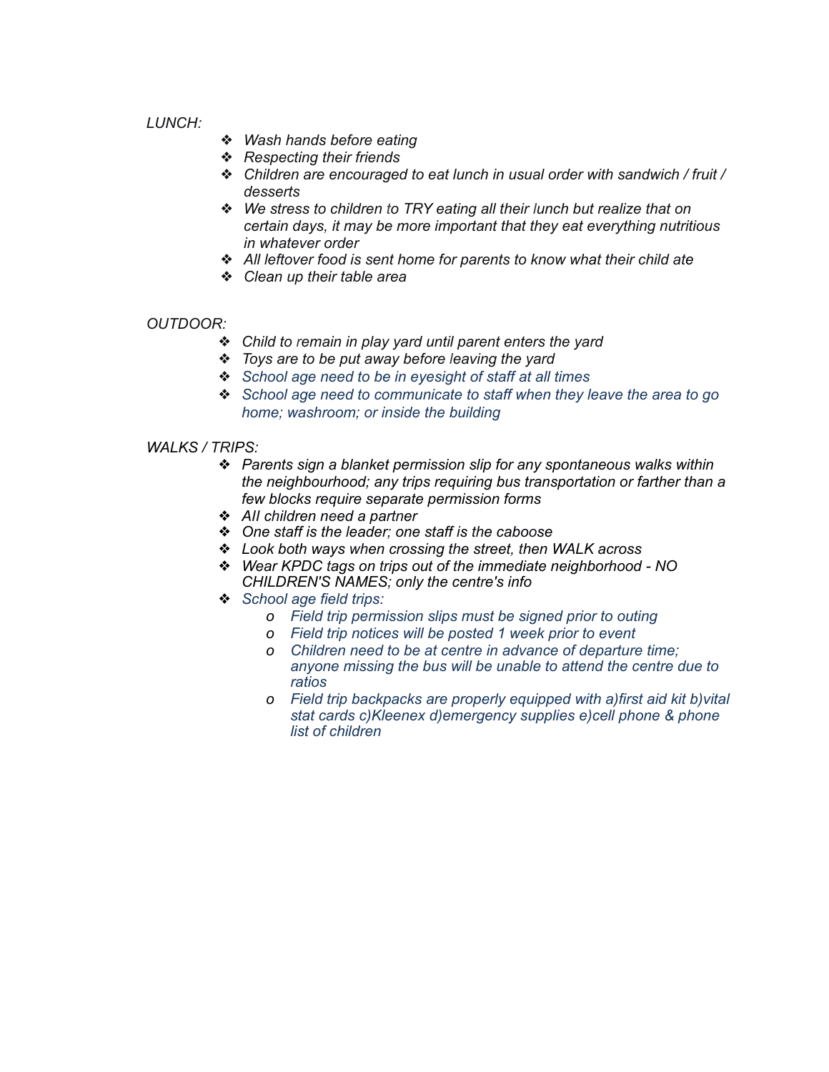*LUNCH:*

- *Wash hands before eating*
- *Respecting their friends*
- *Children are encouraged to eat lunch in usual order with sandwich / fruit / desserts*
- *We stress to children to TRY eating all their lunch but realize that on certain days, it may be more important that they eat everything nutritious in whatever order*
- *All leftover food is sent home for parents to know what their child ate*
- *Clean up their table area*

*OUTDOOR:*

- *Child to remain in play yard until parent enters the yard*
- *Toys are to be put away before leaving the yard*
- *School age need to be in eyesight of staff at all times*
- *School age need to communicate to staff when they leave the area to go home; washroom; or inside the building*

*WALKS / TRIPS:*

- *Parents sign a blanket permission slip for any spontaneous walks within the neighbourhood; any trips requiring bus transportation or farther than a few blocks require separate permission forms*
- *All children need a partner*
- *One staff is the leader; one staff is the caboose*
- *Look both ways when crossing the street, then WALK across*
- *Wear KPDC tags on trips out of the immediate neighborhood - NO CHILDREN'S NAMES; only the centre's info*
- *School age field trips:*
  - *Field trip permission slips must be signed prior to outing*
  - *Field trip notices will be posted 1 week prior to event*
  - *Children need to be at centre in advance of departure time; anyone missing the bus will be unable to attend the centre due to ratios*
  - *Field trip backpacks are properly equipped with a)first aid kit b)vital stat cards c)Kleenex d)emergency supplies e)cell phone & phone list of children*